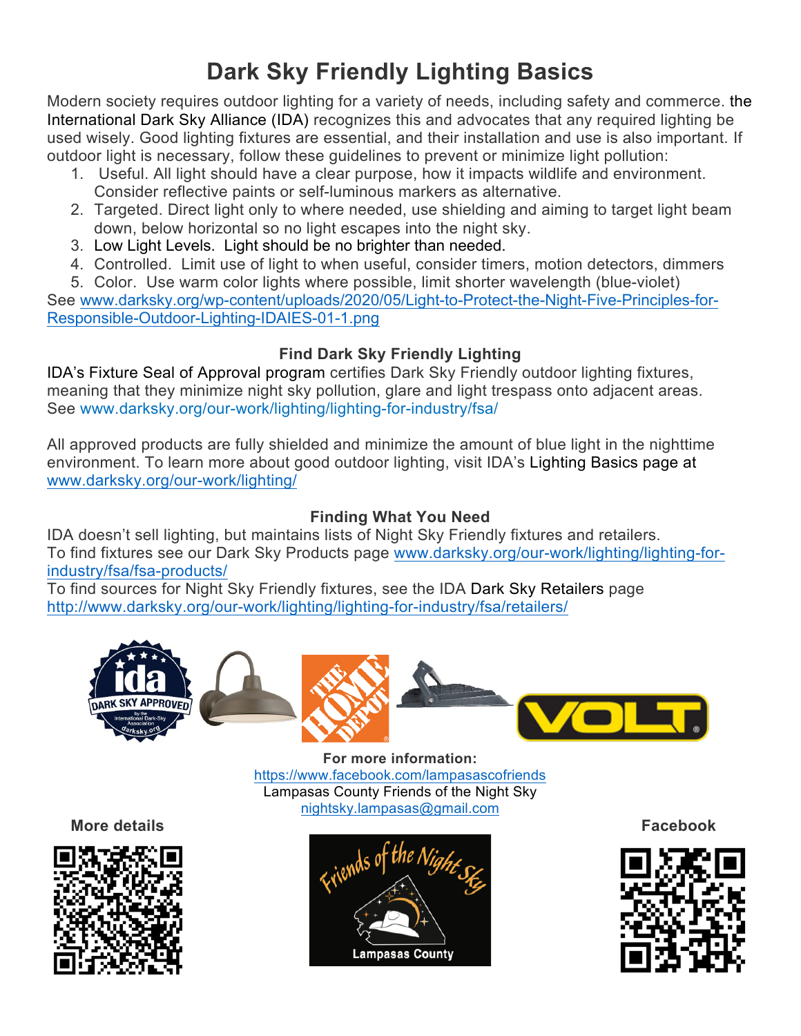# Dark Sky Friendly Lighting Basics

Modern society requires outdoor lighting for a variety of needs, including safety and commerce. the International Dark Sky Alliance (IDA) recognizes this and advocates that any required lighting be used wisely. Good lighting fixtures are essential, and their installation and use is also important. If outdoor light is necessary, follow these guidelines to prevent or minimize light pollution:

1. Useful. All light should have a clear purpose, how it impacts wildlife and environment. Consider reflective paints or self-luminous markers as alternative.
2. Targeted. Direct light only to where needed, use shielding and aiming to target light beam down, below horizontal so no light escapes into the night sky.
3. Low Light Levels. Light should be no brighter than needed.
4. Controlled. Limit use of light to when useful, consider timers, motion detectors, dimmers
5. Color. Use warm color lights where possible, limit shorter wavelength (blue-violet)

See www.darksky.org/wp-content/uploads/2020/05/Light-to-Protect-the-Night-Five-Principles-for-Responsible-Outdoor-Lighting-IDAIES-01-1.png

### Find Dark Sky Friendly Lighting

IDA's Fixture Seal of Approval program certifies Dark Sky Friendly outdoor lighting fixtures, meaning that they minimize night sky pollution, glare and light trespass onto adjacent areas. See www.darksky.org/our-work/lighting/lighting-for-industry/fsa/

All approved products are fully shielded and minimize the amount of blue light in the nighttime environment. To learn more about good outdoor lighting, visit IDA's Lighting Basics page at www.darksky.org/our-work/lighting/

### Finding What You Need

IDA doesn't sell lighting, but maintains lists of Night Sky Friendly fixtures and retailers.
To find fixtures see our Dark Sky Products page www.darksky.org/our-work/lighting/lighting-for-industry/fsa/fsa-products/
To find sources for Night Sky Friendly fixtures, see the IDA Dark Sky Retailers page http://www.darksky.org/our-work/lighting/lighting-for-industry/fsa/retailers/

**For more information:**
https://www.facebook.com/lampasascofriends
Lampasas County Friends of the Night Sky
nightsky.lampasas@gmail.com

**More details**

**Facebook**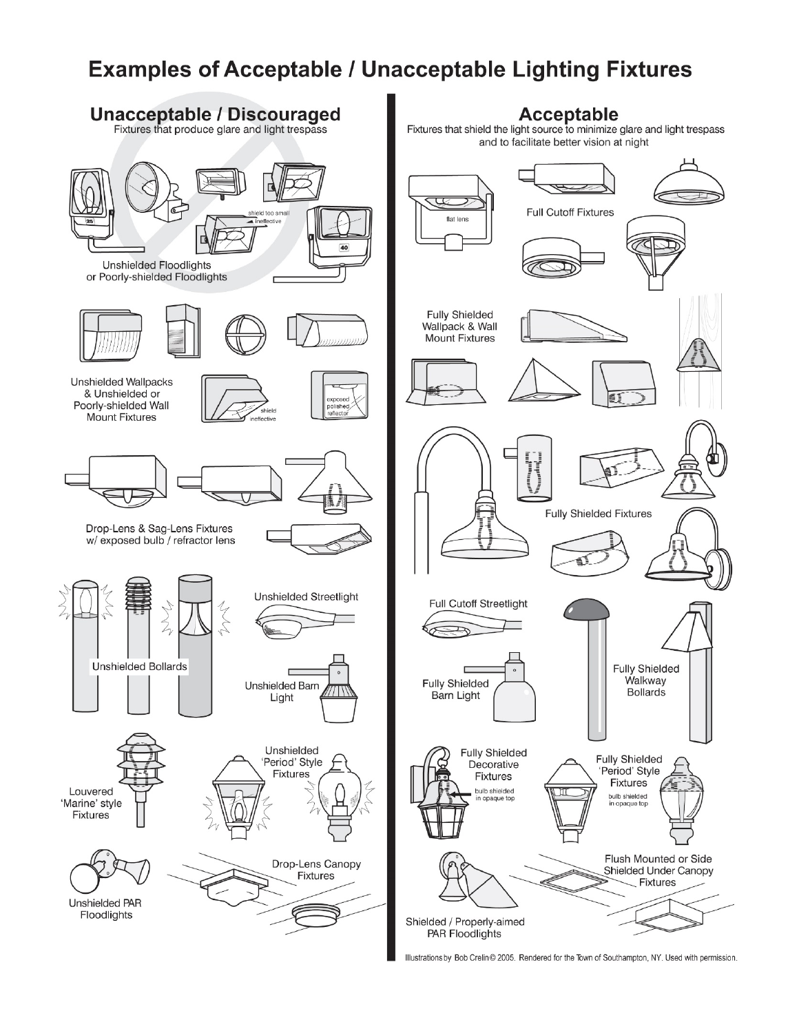# Examples of Acceptable / Unacceptable Lighting Fixtures

## Unacceptable / Discouraged

Fixtures that produce glare and light trespass

shield too small ineffective

Unshielded Floodlights or Poorly-shielded Floodlights

Unshielded Wallpacks & Unshielded or Poorly-shielded Wall Mount Fixtures

shield ineffective

exposed polished reflector

Drop-Lens & Sag-Lens Fixtures w/ exposed bulb / refractor lens

Unshielded Streetlight

Unshielded Bollards

Unshielded Barn Light

Louvered 'Marine' style Fixtures

Unshielded 'Period' Style Fixtures

Unshielded PAR Floodlights

Drop-Lens Canopy Fixtures

## Acceptable

Fixtures that shield the light source to minimize glare and light trespass and to facilitate better vision at night

flat lens

Full Cutoff Fixtures

Fully Shielded Wallpack & Wall Mount Fixtures

Fully Shielded Fixtures

Full Cutoff Streetlight

Fully Shielded Barn Light

Fully Shielded Walkway Bollards

Fully Shielded Decorative Fixtures

bulb shielded in opaque top

Fully Shielded 'Period' Style Fixtures

bulb shielded in opaque top

Shielded / Properly-aimed PAR Floodlights

Flush Mounted or Side Shielded Under Canopy Fixtures

Illustrations by Bob Crelin © 2005. Rendered for the Town of Southampton, NY. Used with permission.